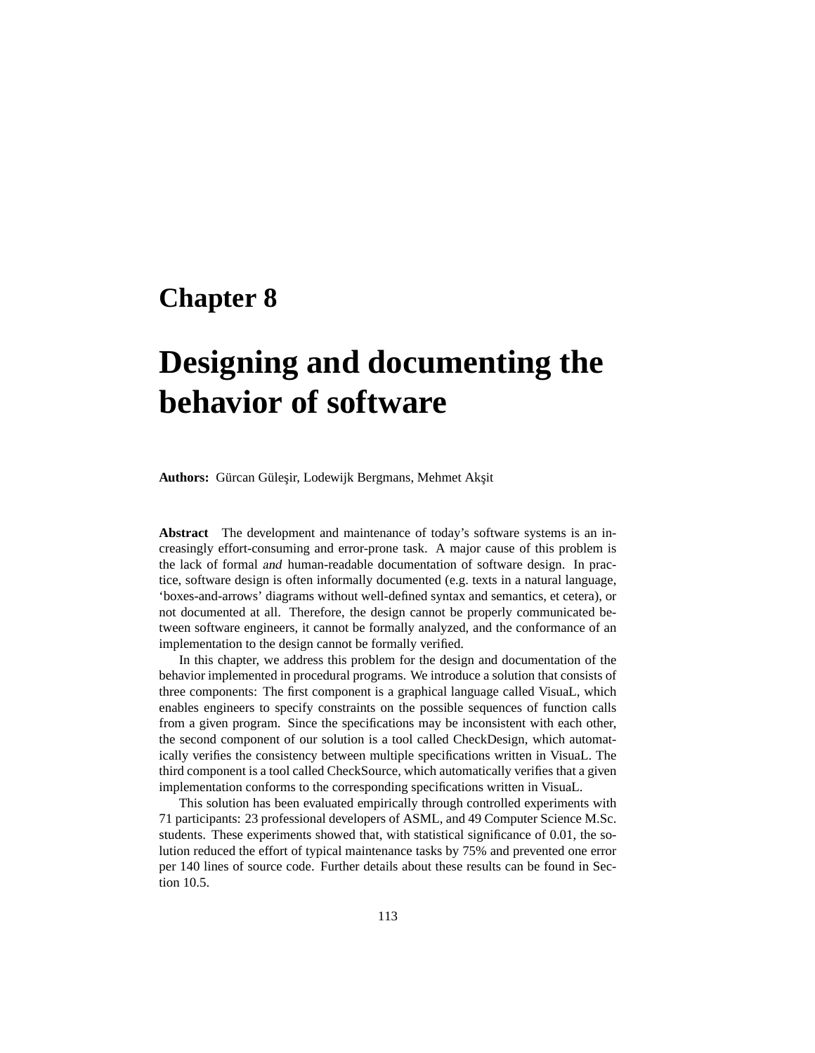# Chapter 8

# Designing and documenting the behavior of software

**Authors:** Gürcan Güleşir, Lodewijk Bergmans, Mehmet Akşit

**Abstract** The development and maintenance of today's software systems is an increasingly effort-consuming and error-prone task. A major cause of this problem is the lack of formal *and* human-readable documentation of software design. In practice, software design is often informally documented (e.g. texts in a natural language, 'boxes-and-arrows' diagrams without well-defined syntax and semantics, et cetera), or not documented at all. Therefore, the design cannot be properly communicated between software engineers, it cannot be formally analyzed, and the conformance of an implementation to the design cannot be formally verified.

In this chapter, we address this problem for the design and documentation of the behavior implemented in procedural programs. We introduce a solution that consists of three components: The first component is a graphical language called VisuaL, which enables engineers to specify constraints on the possible sequences of function calls from a given program. Since the specifications may be inconsistent with each other, the second component of our solution is a tool called CheckDesign, which automatically verifies the consistency between multiple specifications written in VisuaL. The third component is a tool called CheckSource, which automatically verifies that a given implementation conforms to the corresponding specifications written in VisuaL.

This solution has been evaluated empirically through controlled experiments with 71 participants: 23 professional developers of ASML, and 49 Computer Science M.Sc. students. These experiments showed that, with statistical significance of 0.01, the solution reduced the effort of typical maintenance tasks by 75% and prevented one error per 140 lines of source code. Further details about these results can be found in Section 10.5.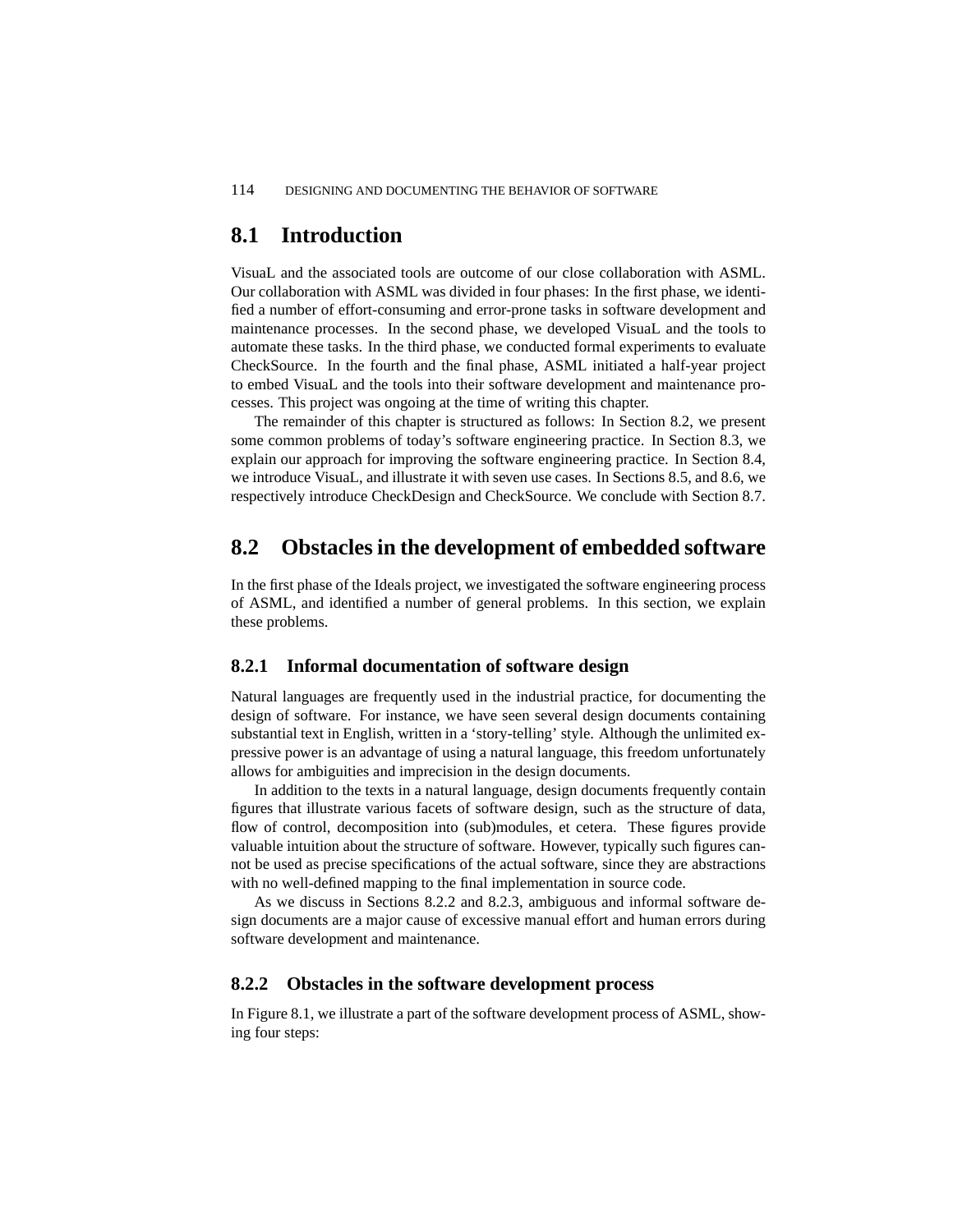## 8.1 Introduction

VisuaL and the associated tools are outcome of our close collaboration with ASML. Our collaboration with ASML was divided in four phases: In the first phase, we identified a number of effort-consuming and error-prone tasks in software development and maintenance processes. In the second phase, we developed VisuaL and the tools to automate these tasks. In the third phase, we conducted formal experiments to evaluate CheckSource. In the fourth and the final phase, ASML initiated a half-year project to embed VisuaL and the tools into their software development and maintenance processes. This project was ongoing at the time of writing this chapter.

The remainder of this chapter is structured as follows: In Section 8.2, we present some common problems of today's software engineering practice. In Section 8.3, we explain our approach for improving the software engineering practice. In Section 8.4, we introduce VisuaL, and illustrate it with seven use cases. In Sections 8.5, and 8.6, we respectively introduce CheckDesign and CheckSource. We conclude with Section 8.7.

## 8.2 Obstacles in the development of embedded software

In the first phase of the Ideals project, we investigated the software engineering process of ASML, and identified a number of general problems. In this section, we explain these problems.

### 8.2.1 Informal documentation of software design

Natural languages are frequently used in the industrial practice, for documenting the design of software. For instance, we have seen several design documents containing substantial text in English, written in a 'story-telling' style. Although the unlimited expressive power is an advantage of using a natural language, this freedom unfortunately allows for ambiguities and imprecision in the design documents.

In addition to the texts in a natural language, design documents frequently contain figures that illustrate various facets of software design, such as the structure of data, flow of control, decomposition into (sub)modules, et cetera. These figures provide valuable intuition about the structure of software. However, typically such figures cannot be used as precise specifications of the actual software, since they are abstractions with no well-defined mapping to the final implementation in source code.

As we discuss in Sections 8.2.2 and 8.2.3, ambiguous and informal software design documents are a major cause of excessive manual effort and human errors during software development and maintenance.

### 8.2.2 Obstacles in the software development process

In Figure 8.1, we illustrate a part of the software development process of ASML, showing four steps: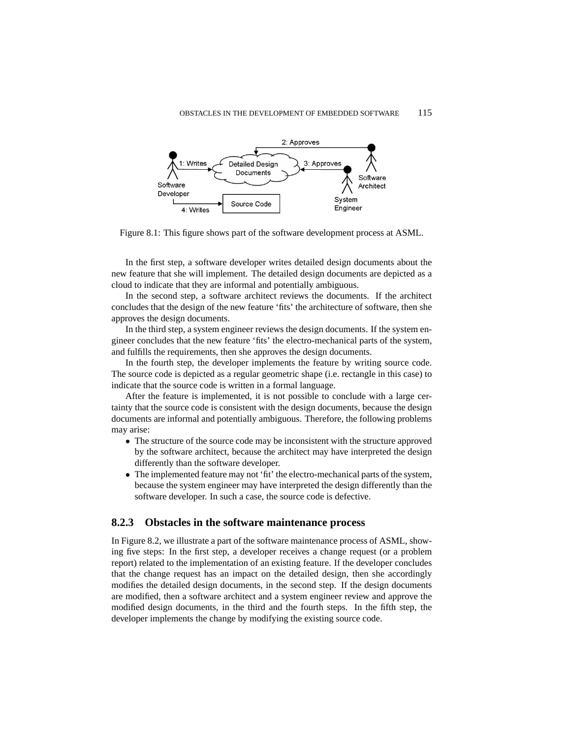Figure 8.1: This figure shows part of the software development process at ASML.

In the first step, a software developer writes detailed design documents about the new feature that she will implement. The detailed design documents are depicted as a cloud to indicate that they are informal and potentially ambiguous.

In the second step, a software architect reviews the documents. If the architect concludes that the design of the new feature 'fits' the architecture of software, then she approves the design documents.

In the third step, a system engineer reviews the design documents. If the system engineer concludes that the new feature 'fits' the electro-mechanical parts of the system, and fulfills the requirements, then she approves the design documents.

In the fourth step, the developer implements the feature by writing source code. The source code is depicted as a regular geometric shape (i.e. rectangle in this case) to indicate that the source code is written in a formal language.

After the feature is implemented, it is not possible to conclude with a large certainty that the source code is consistent with the design documents, because the design documents are informal and potentially ambiguous. Therefore, the following problems may arise:

- The structure of the source code may be inconsistent with the structure approved by the software architect, because the architect may have interpreted the design differently than the software developer.
- The implemented feature may not 'fit' the electro-mechanical parts of the system, because the system engineer may have interpreted the design differently than the software developer. In such a case, the source code is defective.

### 8.2.3 Obstacles in the software maintenance process

In Figure 8.2, we illustrate a part of the software maintenance process of ASML, showing five steps: In the first step, a developer receives a change request (or a problem report) related to the implementation of an existing feature. If the developer concludes that the change request has an impact on the detailed design, then she accordingly modifies the detailed design documents, in the second step. If the design documents are modified, then a software architect and a system engineer review and approve the modified design documents, in the third and the fourth steps. In the fifth step, the developer implements the change by modifying the existing source code.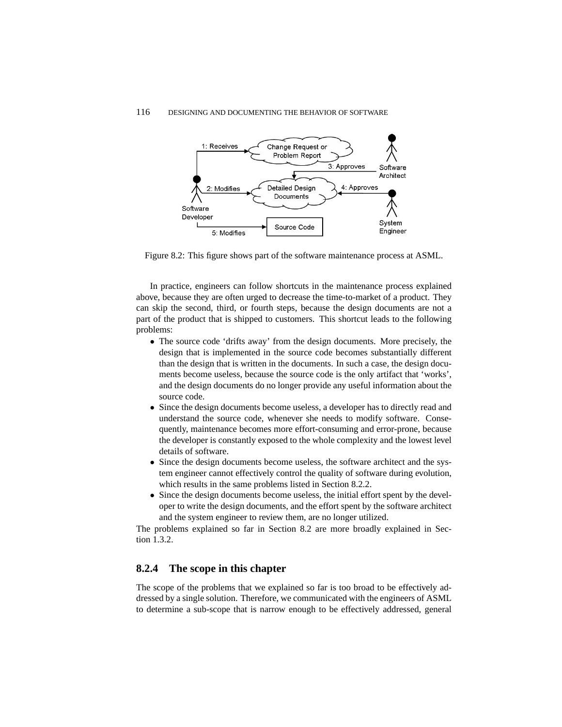Figure 8.2: This figure shows part of the software maintenance process at ASML.

In practice, engineers can follow shortcuts in the maintenance process explained above, because they are often urged to decrease the time-to-market of a product. They can skip the second, third, or fourth steps, because the design documents are not a part of the product that is shipped to customers. This shortcut leads to the following problems:

- The source code 'drifts away' from the design documents. More precisely, the design that is implemented in the source code becomes substantially different than the design that is written in the documents. In such a case, the design documents become useless, because the source code is the only artifact that 'works', and the design documents do no longer provide any useful information about the source code.
- Since the design documents become useless, a developer has to directly read and understand the source code, whenever she needs to modify software. Consequently, maintenance becomes more effort-consuming and error-prone, because the developer is constantly exposed to the whole complexity and the lowest level details of software.
- Since the design documents become useless, the software architect and the system engineer cannot effectively control the quality of software during evolution, which results in the same problems listed in Section 8.2.2.
- Since the design documents become useless, the initial effort spent by the developer to write the design documents, and the effort spent by the software architect and the system engineer to review them, are no longer utilized.

The problems explained so far in Section 8.2 are more broadly explained in Section 1.3.2.

### 8.2.4 The scope in this chapter

The scope of the problems that we explained so far is too broad to be effectively addressed by a single solution. Therefore, we communicated with the engineers of ASML to determine a sub-scope that is narrow enough to be effectively addressed, general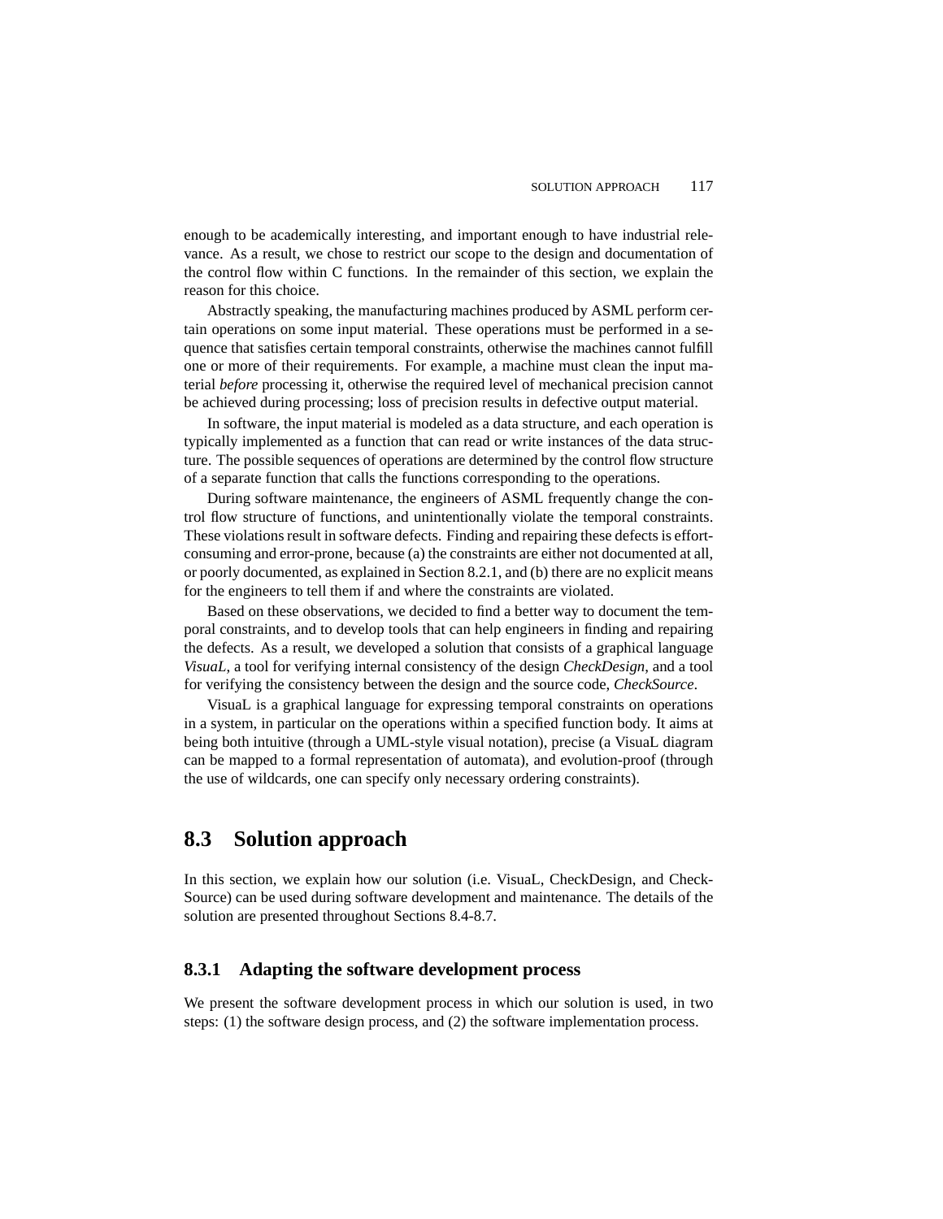enough to be academically interesting, and important enough to have industrial relevance. As a result, we chose to restrict our scope to the design and documentation of the control flow within C functions. In the remainder of this section, we explain the reason for this choice.

Abstractly speaking, the manufacturing machines produced by ASML perform certain operations on some input material. These operations must be performed in a sequence that satisfies certain temporal constraints, otherwise the machines cannot fulfill one or more of their requirements. For example, a machine must clean the input material *before* processing it, otherwise the required level of mechanical precision cannot be achieved during processing; loss of precision results in defective output material.

In software, the input material is modeled as a data structure, and each operation is typically implemented as a function that can read or write instances of the data structure. The possible sequences of operations are determined by the control flow structure of a separate function that calls the functions corresponding to the operations.

During software maintenance, the engineers of ASML frequently change the control flow structure of functions, and unintentionally violate the temporal constraints. These violations result in software defects. Finding and repairing these defects is effort-consuming and error-prone, because (a) the constraints are either not documented at all, or poorly documented, as explained in Section 8.2.1, and (b) there are no explicit means for the engineers to tell them if and where the constraints are violated.

Based on these observations, we decided to find a better way to document the temporal constraints, and to develop tools that can help engineers in finding and repairing the defects. As a result, we developed a solution that consists of a graphical language *VisuaL*, a tool for verifying internal consistency of the design *CheckDesign*, and a tool for verifying the consistency between the design and the source code, *CheckSource*.

VisuaL is a graphical language for expressing temporal constraints on operations in a system, in particular on the operations within a specified function body. It aims at being both intuitive (through a UML-style visual notation), precise (a VisuaL diagram can be mapped to a formal representation of automata), and evolution-proof (through the use of wildcards, one can specify only necessary ordering constraints).

## 8.3 Solution approach

In this section, we explain how our solution (i.e. VisuaL, CheckDesign, and CheckSource) can be used during software development and maintenance. The details of the solution are presented throughout Sections 8.4-8.7.

### 8.3.1 Adapting the software development process

We present the software development process in which our solution is used, in two steps: (1) the software design process, and (2) the software implementation process.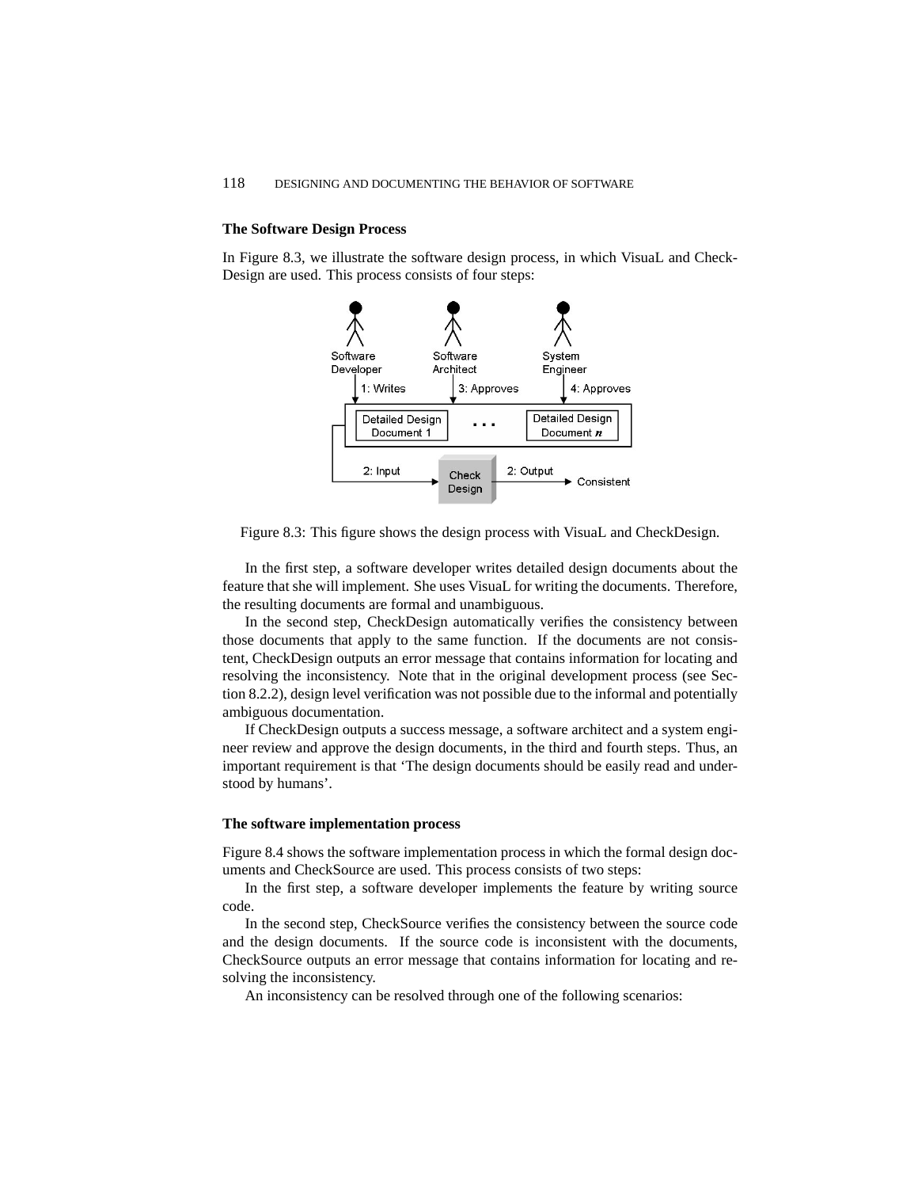### The Software Design Process

In Figure 8.3, we illustrate the software design process, in which VisuaL and CheckDesign are used. This process consists of four steps:

Figure 8.3: This figure shows the design process with VisuaL and CheckDesign.

In the first step, a software developer writes detailed design documents about the feature that she will implement. She uses VisuaL for writing the documents. Therefore, the resulting documents are formal and unambiguous.

In the second step, CheckDesign automatically verifies the consistency between those documents that apply to the same function. If the documents are not consistent, CheckDesign outputs an error message that contains information for locating and resolving the inconsistency. Note that in the original development process (see Section 8.2.2), design level verification was not possible due to the informal and potentially ambiguous documentation.

If CheckDesign outputs a success message, a software architect and a system engineer review and approve the design documents, in the third and fourth steps. Thus, an important requirement is that 'The design documents should be easily read and understood by humans'.

### The software implementation process

Figure 8.4 shows the software implementation process in which the formal design documents and CheckSource are used. This process consists of two steps:

In the first step, a software developer implements the feature by writing source code.

In the second step, CheckSource verifies the consistency between the source code and the design documents. If the source code is inconsistent with the documents, CheckSource outputs an error message that contains information for locating and resolving the inconsistency.

An inconsistency can be resolved through one of the following scenarios: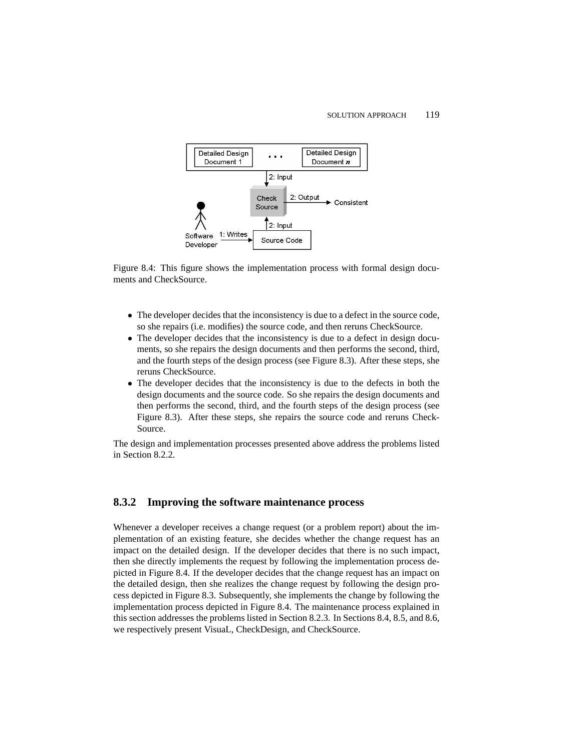Figure 8.4: This figure shows the implementation process with formal design documents and CheckSource.

- The developer decides that the inconsistency is due to a defect in the source code, so she repairs (i.e. modifies) the source code, and then reruns CheckSource.
- The developer decides that the inconsistency is due to a defect in design documents, so she repairs the design documents and then performs the second, third, and the fourth steps of the design process (see Figure 8.3). After these steps, she reruns CheckSource.
- The developer decides that the inconsistency is due to the defects in both the design documents and the source code. So she repairs the design documents and then performs the second, third, and the fourth steps of the design process (see Figure 8.3). After these steps, she repairs the source code and reruns CheckSource.

The design and implementation processes presented above address the problems listed in Section 8.2.2.

### 8.3.2 Improving the software maintenance process

Whenever a developer receives a change request (or a problem report) about the implementation of an existing feature, she decides whether the change request has an impact on the detailed design. If the developer decides that there is no such impact, then she directly implements the request by following the implementation process depicted in Figure 8.4. If the developer decides that the change request has an impact on the detailed design, then she realizes the change request by following the design process depicted in Figure 8.3. Subsequently, she implements the change by following the implementation process depicted in Figure 8.4. The maintenance process explained in this section addresses the problems listed in Section 8.2.3. In Sections 8.4, 8.5, and 8.6, we respectively present VisuaL, CheckDesign, and CheckSource.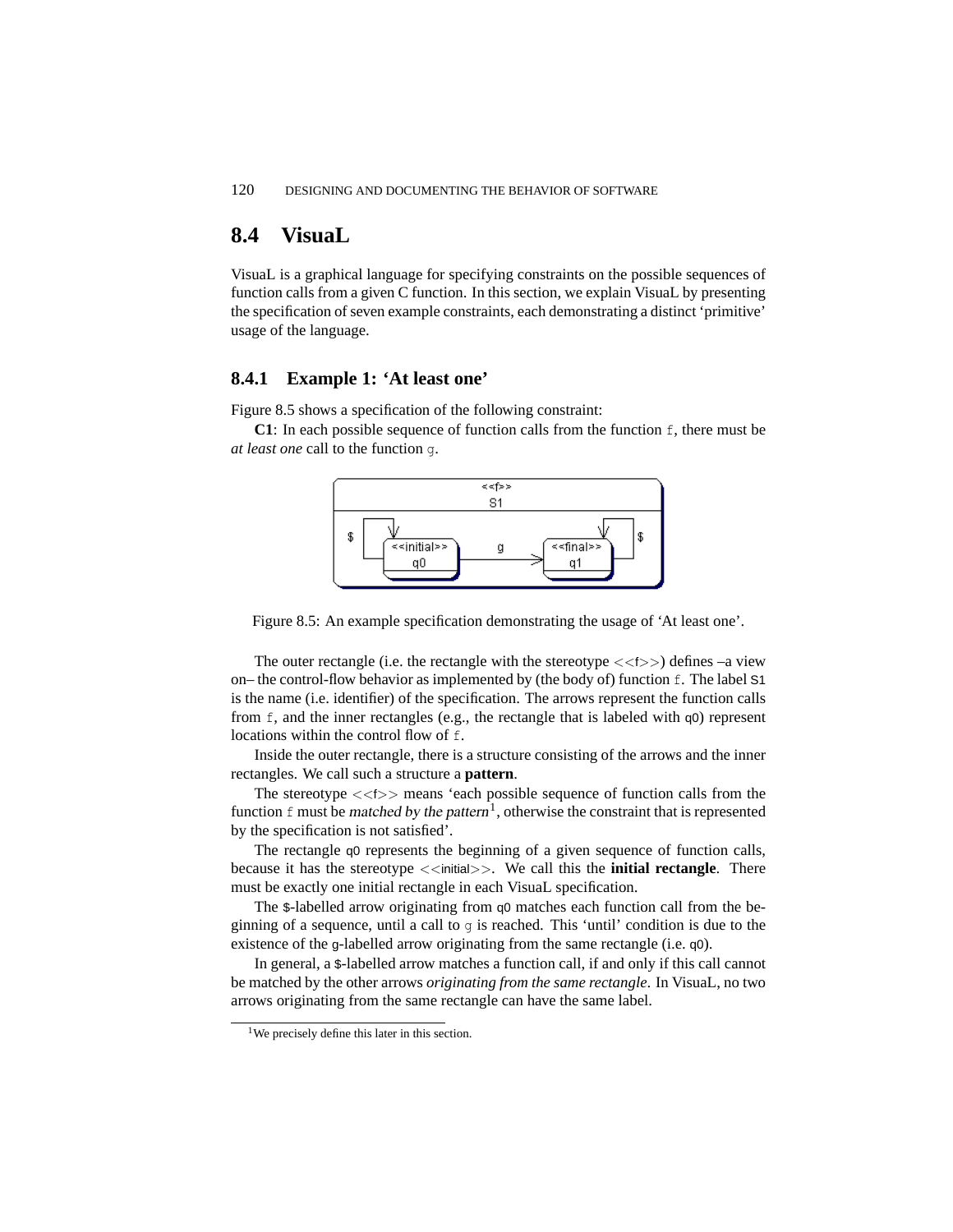## 8.4 VisuaL

VisuaL is a graphical language for specifying constraints on the possible sequences of function calls from a given C function. In this section, we explain VisuaL by presenting the specification of seven example constraints, each demonstrating a distinct 'primitive' usage of the language.

### 8.4.1 Example 1: 'At least one'

Figure 8.5 shows a specification of the following constraint:

**C1**: In each possible sequence of function calls from the function `f`, there must be *at least one* call to the function `g`.

Figure 8.5: An example specification demonstrating the usage of 'At least one'.

The outer rectangle (i.e. the rectangle with the stereotype <<f>>) defines –a view on– the control-flow behavior as implemented by (the body of) function `f`. The label `S1` is the name (i.e. identifier) of the specification. The arrows represent the function calls from `f`, and the inner rectangles (e.g., the rectangle that is labeled with `q0`) represent locations within the control flow of `f`.

Inside the outer rectangle, there is a structure consisting of the arrows and the inner rectangles. We call such a structure a **pattern**.

The stereotype <<f>> means 'each possible sequence of function calls from the function `f` must be *matched by the pattern*[1], otherwise the constraint that is represented by the specification is not satisfied'.

The rectangle `q0` represents the beginning of a given sequence of function calls, because it has the stereotype <<initial>>. We call this the **initial rectangle**. There must be exactly one initial rectangle in each VisuaL specification.

The `$`-labelled arrow originating from `q0` matches each function call from the beginning of a sequence, until a call to `g` is reached. This 'until' condition is due to the existence of the `g`-labelled arrow originating from the same rectangle (i.e. `q0`).

In general, a `$`-labelled arrow matches a function call, if and only if this call cannot be matched by the other arrows *originating from the same rectangle*. In VisuaL, no two arrows originating from the same rectangle can have the same label.

[1] We precisely define this later in this section.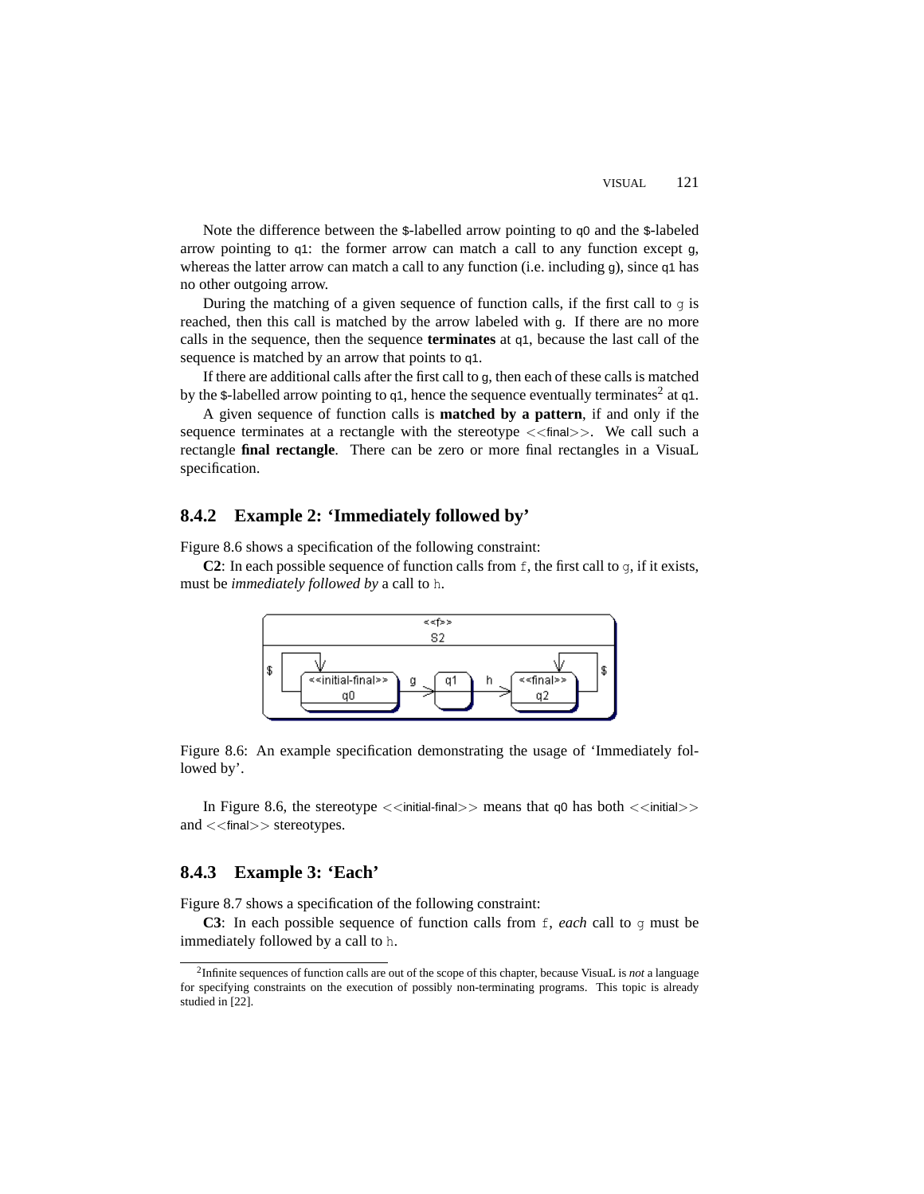Note the difference between the $-labelled arrow pointing to q0 and the $-labeled arrow pointing to q1: the former arrow can match a call to any function except g, whereas the latter arrow can match a call to any function (i.e. including g), since q1 has no other outgoing arrow.

During the matching of a given sequence of function calls, if the first call to g is reached, then this call is matched by the arrow labeled with g. If there are no more calls in the sequence, then the sequence **terminates** at q1, because the last call of the sequence is matched by an arrow that points to q1.

If there are additional calls after the first call to g, then each of these calls is matched by the $-labelled arrow pointing to q1, hence the sequence eventually terminates[2] at q1.

A given sequence of function calls is **matched by a pattern**, if and only if the sequence terminates at a rectangle with the stereotype <<final>>. We call such a rectangle **final rectangle**. There can be zero or more final rectangles in a VisuaL specification.

### 8.4.2 Example 2: 'Immediately followed by'

Figure 8.6 shows a specification of the following constraint:

**C2**: In each possible sequence of function calls from f, the first call to g, if it exists, must be *immediately followed by* a call to h.

Figure 8.6: An example specification demonstrating the usage of 'Immediately followed by'.

In Figure 8.6, the stereotype <<initial-final>> means that q0 has both <<initial>> and <<final>> stereotypes.

### 8.4.3 Example 3: 'Each'

Figure 8.7 shows a specification of the following constraint:

**C3**: In each possible sequence of function calls from f, *each* call to g must be immediately followed by a call to h.

[2] Infinite sequences of function calls are out of the scope of this chapter, because VisuaL is *not* a language for specifying constraints on the execution of possibly non-terminating programs. This topic is already studied in [22].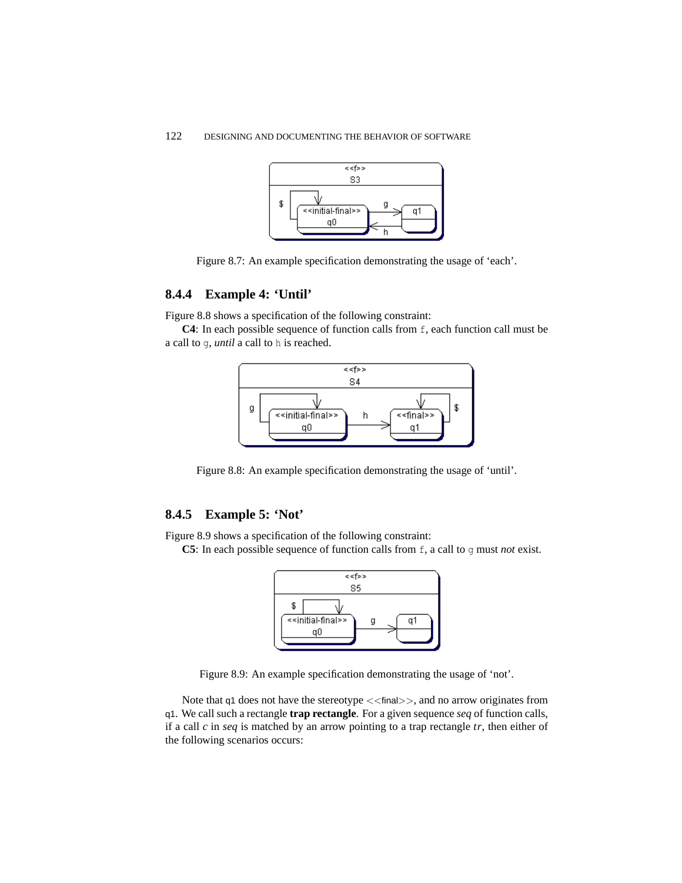Figure 8.7: An example specification demonstrating the usage of ‘each’.

### 8.4.4 Example 4: ‘Until’

Figure 8.8 shows a specification of the following constraint:

**C4**: In each possible sequence of function calls from `f`, each function call must be a call to `g`, *until* a call to `h` is reached.

Figure 8.8: An example specification demonstrating the usage of ‘until’.

### 8.4.5 Example 5: ‘Not’

Figure 8.9 shows a specification of the following constraint:

**C5**: In each possible sequence of function calls from `f`, a call to `g` must *not* exist.

Figure 8.9: An example specification demonstrating the usage of ‘not’.

Note that `q1` does not have the stereotype <<final>>, and no arrow originates from `q1`. We call such a rectangle **trap rectangle**. For a given sequence *seq* of function calls, if a call *c* in *seq* is matched by an arrow pointing to a trap rectangle *tr*, then either of the following scenarios occurs: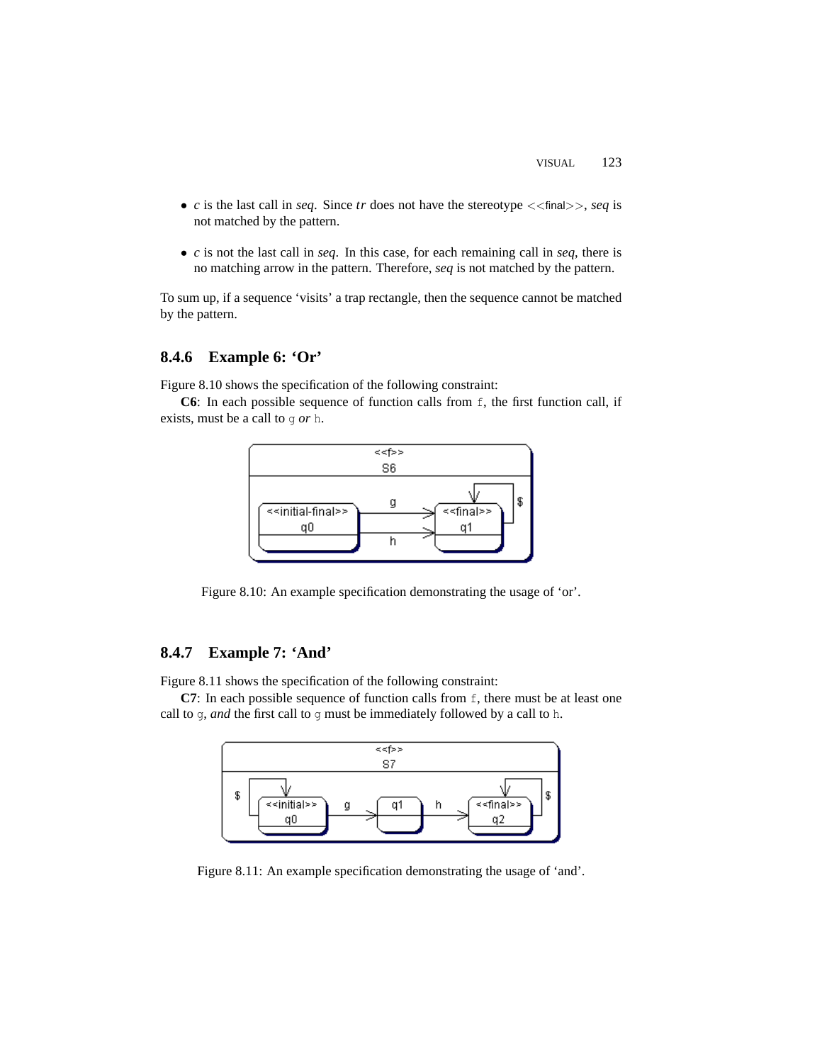- *c* is the last call in *seq*. Since *tr* does not have the stereotype <<final>>, *seq* is not matched by the pattern.

- *c* is not the last call in *seq*. In this case, for each remaining call in *seq*, there is no matching arrow in the pattern. Therefore, *seq* is not matched by the pattern.

To sum up, if a sequence 'visits' a trap rectangle, then the sequence cannot be matched by the pattern.

### 8.4.6 Example 6: 'Or'

Figure 8.10 shows the specification of the following constraint:

**C6**: In each possible sequence of function calls from `f`, the first function call, if exists, must be a call to `g` *or* `h`.

Figure 8.10: An example specification demonstrating the usage of 'or'.

### 8.4.7 Example 7: 'And'

Figure 8.11 shows the specification of the following constraint:

**C7**: In each possible sequence of function calls from `f`, there must be at least one call to `g`, *and* the first call to `g` must be immediately followed by a call to `h`.

Figure 8.11: An example specification demonstrating the usage of 'and'.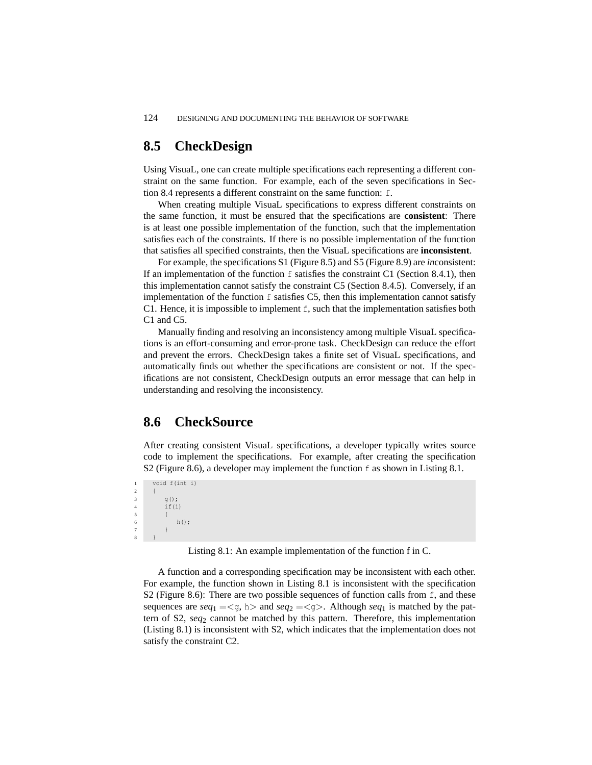## 8.5 CheckDesign

Using VisuaL, one can create multiple specifications each representing a different constraint on the same function. For example, each of the seven specifications in Section 8.4 represents a different constraint on the same function: `f`.

When creating multiple VisuaL specifications to express different constraints on the same function, it must be ensured that the specifications are **consistent**: There is at least one possible implementation of the function, such that the implementation satisfies each of the constraints. If there is no possible implementation of the function that satisfies all specified constraints, then the VisuaL specifications are **inconsistent**.

For example, the specifications S1 (Figure 8.5) and S5 (Figure 8.9) are *in*consistent: If an implementation of the function `f` satisfies the constraint C1 (Section 8.4.1), then this implementation cannot satisfy the constraint C5 (Section 8.4.5). Conversely, if an implementation of the function `f` satisfies C5, then this implementation cannot satisfy C1. Hence, it is impossible to implement `f`, such that the implementation satisfies both C1 and C5.

Manually finding and resolving an inconsistency among multiple VisuaL specifications is an effort-consuming and error-prone task. CheckDesign can reduce the effort and prevent the errors. CheckDesign takes a finite set of VisuaL specifications, and automatically finds out whether the specifications are consistent or not. If the specifications are not consistent, CheckDesign outputs an error message that can help in understanding and resolving the inconsistency.

## 8.6 CheckSource

After creating consistent VisuaL specifications, a developer typically writes source code to implement the specifications. For example, after creating the specification S2 (Figure 8.6), a developer may implement the function `f` as shown in Listing 8.1.

```
void f(int i)
{
    g();
    if(i)
    {
        h();
    }
}
```

Listing 8.1: An example implementation of the function f in C.

A function and a corresponding specification may be inconsistent with each other. For example, the function shown in Listing 8.1 is inconsistent with the specification S2 (Figure 8.6): There are two possible sequences of function calls from `f`, and these sequences are $seq_1 = $<`g`, `h`> and $seq_2 = $<`g`>. Although $seq_1$ is matched by the pattern of S2, $seq_2$ cannot be matched by this pattern. Therefore, this implementation (Listing 8.1) is inconsistent with S2, which indicates that the implementation does not satisfy the constraint C2.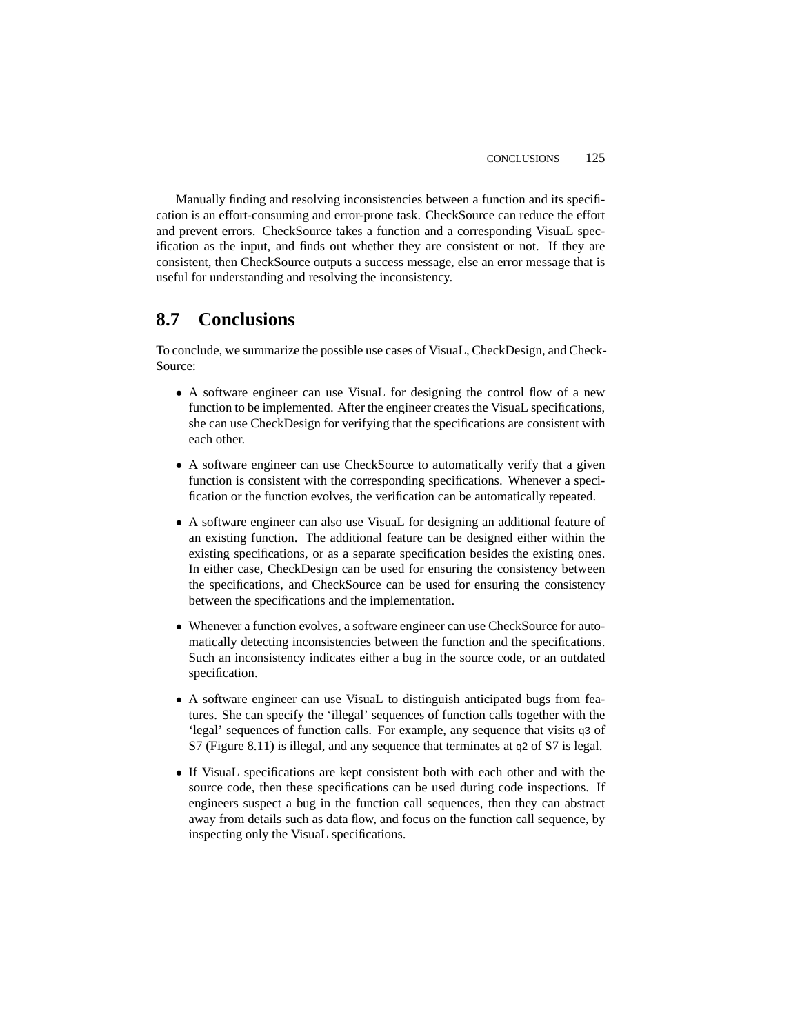Manually finding and resolving inconsistencies between a function and its specification is an effort-consuming and error-prone task. CheckSource can reduce the effort and prevent errors. CheckSource takes a function and a corresponding VisuaL specification as the input, and finds out whether they are consistent or not. If they are consistent, then CheckSource outputs a success message, else an error message that is useful for understanding and resolving the inconsistency.

## 8.7 Conclusions

To conclude, we summarize the possible use cases of VisuaL, CheckDesign, and CheckSource:

- A software engineer can use VisuaL for designing the control flow of a new function to be implemented. After the engineer creates the VisuaL specifications, she can use CheckDesign for verifying that the specifications are consistent with each other.

- A software engineer can use CheckSource to automatically verify that a given function is consistent with the corresponding specifications. Whenever a specification or the function evolves, the verification can be automatically repeated.

- A software engineer can also use VisuaL for designing an additional feature of an existing function. The additional feature can be designed either within the existing specifications, or as a separate specification besides the existing ones. In either case, CheckDesign can be used for ensuring the consistency between the specifications, and CheckSource can be used for ensuring the consistency between the specifications and the implementation.

- Whenever a function evolves, a software engineer can use CheckSource for automatically detecting inconsistencies between the function and the specifications. Such an inconsistency indicates either a bug in the source code, or an outdated specification.

- A software engineer can use VisuaL to distinguish anticipated bugs from features. She can specify the 'illegal' sequences of function calls together with the 'legal' sequences of function calls. For example, any sequence that visits q3 of S7 (Figure 8.11) is illegal, and any sequence that terminates at q2 of S7 is legal.

- If VisuaL specifications are kept consistent both with each other and with the source code, then these specifications can be used during code inspections. If engineers suspect a bug in the function call sequences, then they can abstract away from details such as data flow, and focus on the function call sequence, by inspecting only the VisuaL specifications.